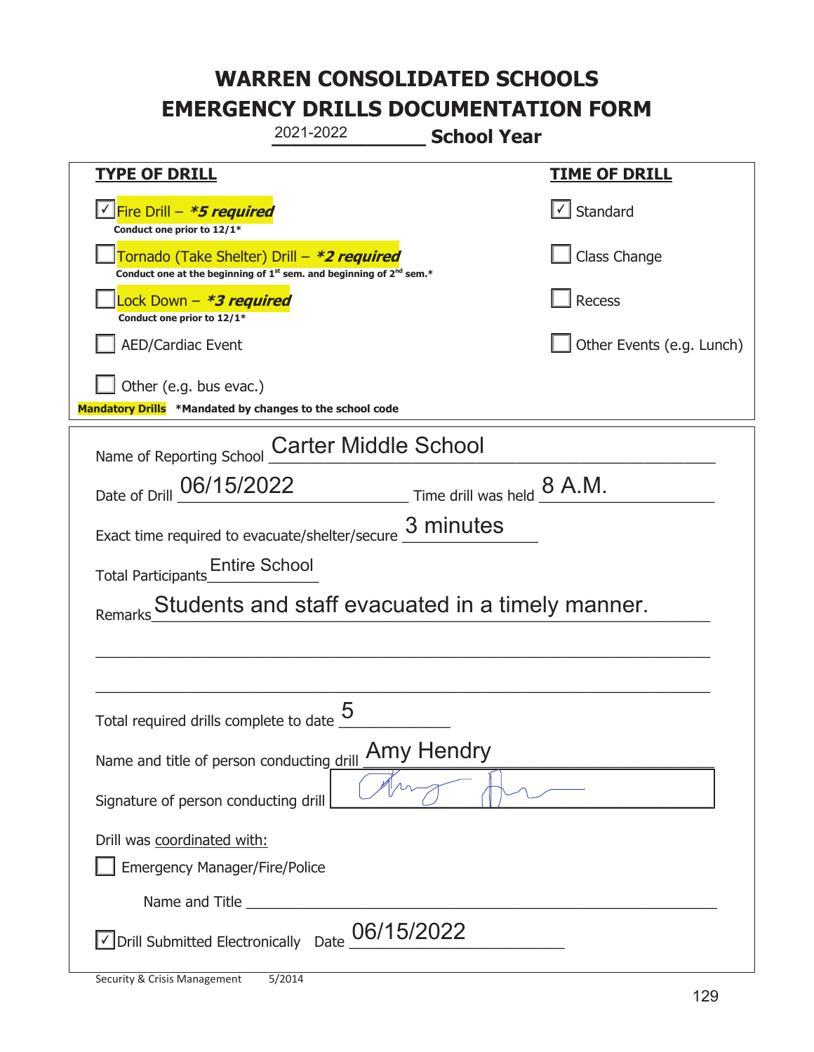# WARREN CONSOLIDATED SCHOOLS
# EMERGENCY DRILLS DOCUMENTATION FORM

2021-2022 **School Year**

| TYPE OF DRILL | TIME OF DRILL |
|---|---|
| ☑ Fire Drill – ***5 required*** <br> **Conduct one prior to 12/1*** | ☑ Standard |
| ☐ Tornado (Take Shelter) Drill – ***2 required*** <br> **Conduct one at the beginning of 1st sem. and beginning of 2nd sem.*** | ☐ Class Change |
| ☐ Lock Down – ***3 required*** <br> **Conduct one prior to 12/1*** | ☐ Recess |
| ☐ AED/Cardiac Event | ☐ Other Events (e.g. Lunch) |
| ☐ Other (e.g. bus evac.) | |

**Mandatory Drills** ***Mandated by changes to the school code**

Name of Reporting School: Carter Middle School

Date of Drill: 06/15/2022 Time drill was held: 8 A.M.

Exact time required to evacuate/shelter/secure: 3 minutes

Total Participants: Entire School

Remarks: Students and staff evacuated in a timely manner.

Total required drills complete to date: 5

Name and title of person conducting drill: Amy Hendry

Signature of person conducting drill: [signature]

Drill was coordinated with:

☐ Emergency Manager/Fire/Police

Name and Title ______________________

☑ Drill Submitted Electronically Date: 06/15/2022

Security & Crisis Management 5/2014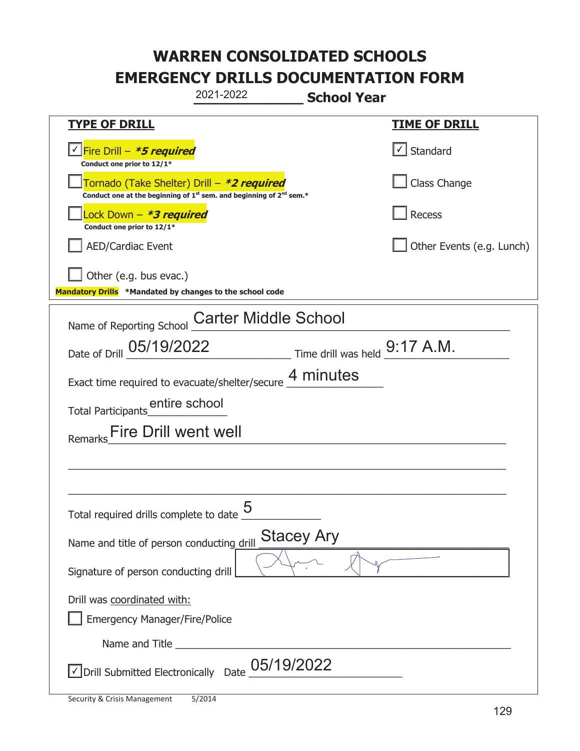# WARREN CONSOLIDATED SCHOOLS
# EMERGENCY DRILLS DOCUMENTATION FORM

2021-2022 **School Year**

| **TYPE OF DRILL** | **TIME OF DRILL** |
|---|---|
| ☑ Fire Drill – ***5 required*** <br> **Conduct one prior to 12/1*** | ☑ Standard |
| ☐ Tornado (Take Shelter) Drill – ***2 required*** <br> **Conduct one at the beginning of 1st sem. and beginning of 2nd sem.*** | ☐ Class Change |
| ☐ Lock Down – ***3 required*** <br> **Conduct one prior to 12/1*** | ☐ Recess |
| ☐ AED/Cardiac Event | ☐ Other Events (e.g. Lunch) |
| ☐ Other (e.g. bus evac.) | |

**Mandatory Drills** ***Mandated by changes to the school code**

Name of Reporting School: Carter Middle School

Date of Drill: 05/19/2022 Time drill was held: 9:17 A.M.

Exact time required to evacuate/shelter/secure: 4 minutes

Total Participants: entire school

Remarks: Fire Drill went well

Total required drills complete to date: 5

Name and title of person conducting drill: Stacey Ary

Signature of person conducting drill: [signature]

Drill was coordinated with:

☐ Emergency Manager/Fire/Police

Name and Title: ______________________

☑ Drill Submitted Electronically Date: 05/19/2022

Security & Crisis Management 5/2014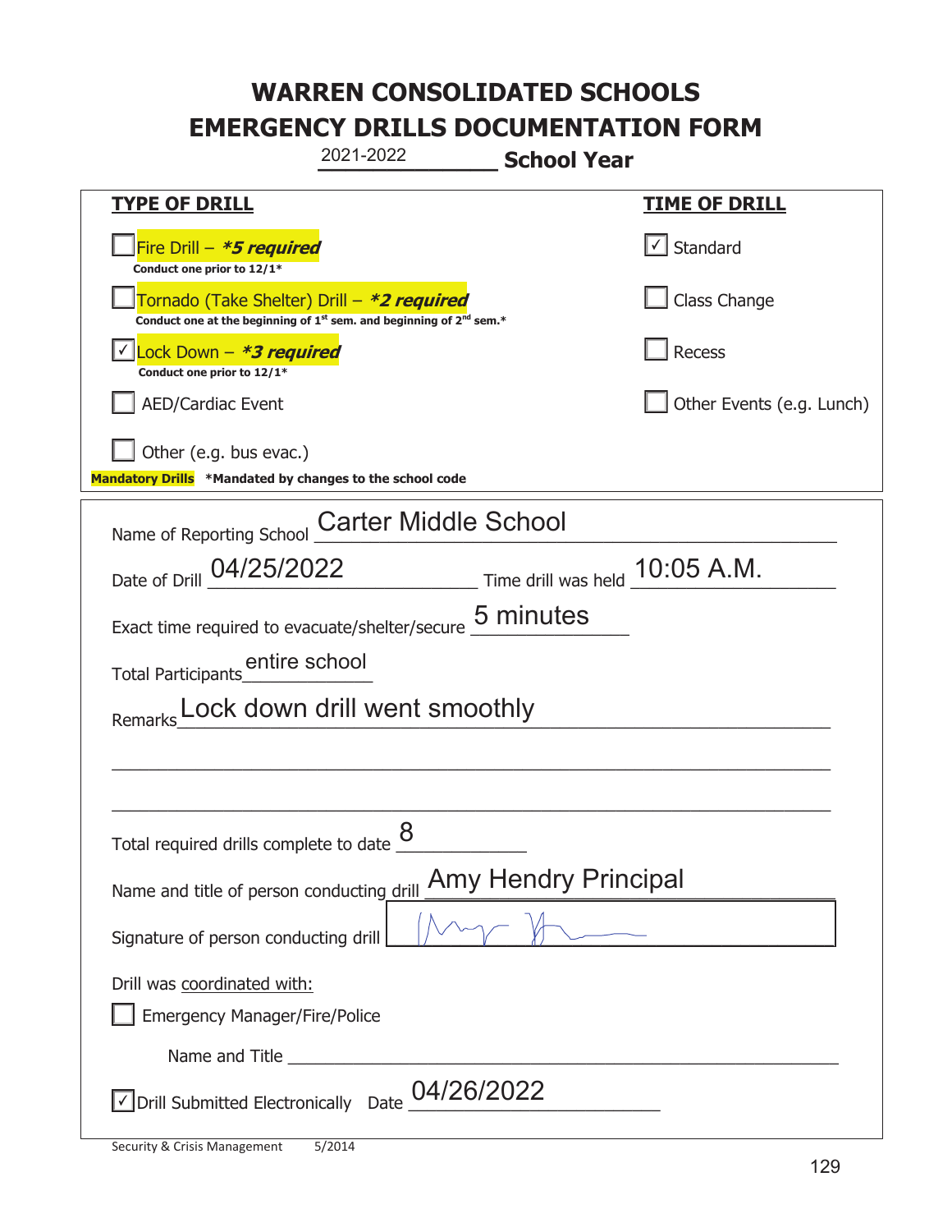# WARREN CONSOLIDATED SCHOOLS
# EMERGENCY DRILLS DOCUMENTATION FORM

2021-2022 **School Year**

| **TYPE OF DRILL** | **TIME OF DRILL** |
|---|---|
| ☐ Fire Drill – ***5 required*** <br> **Conduct one prior to 12/1*** | ☑ Standard |
| ☐ Tornado (Take Shelter) Drill – ***2 required*** <br> **Conduct one at the beginning of 1st sem. and beginning of 2nd sem.*** | ☐ Class Change |
| ☑ Lock Down – ***3 required*** <br> **Conduct one prior to 12/1*** | ☐ Recess |
| ☐ AED/Cardiac Event | ☐ Other Events (e.g. Lunch) |
| ☐ Other (e.g. bus evac.) | |

**Mandatory Drills** ***Mandated by changes to the school code**

Name of Reporting School: Carter Middle School

Date of Drill: 04/25/2022 Time drill was held: 10:05 A.M.

Exact time required to evacuate/shelter/secure: 5 minutes

Total Participants: entire school

Remarks: Lock down drill went smoothly

Total required drills complete to date: 8

Name and title of person conducting drill: Amy Hendry Principal

Signature of person conducting drill: [signature]

Drill was coordinated with:

☐ Emergency Manager/Fire/Police

Name and Title: ______________________

☑ Drill Submitted Electronically Date: 04/26/2022

Security & Crisis Management 5/2014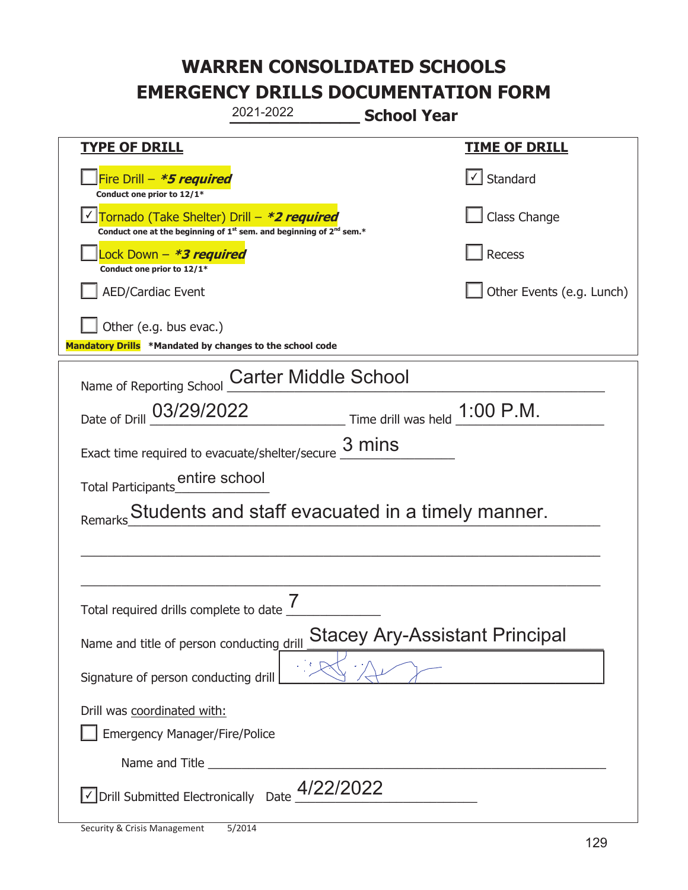# WARREN CONSOLIDATED SCHOOLS
# EMERGENCY DRILLS DOCUMENTATION FORM

2021-2022 **School Year**

| **TYPE OF DRILL** | **TIME OF DRILL** |
|---|---|
| ☐ Fire Drill – ***\*5 required*** <br> **Conduct one prior to 12/1\*** | ☑ Standard |
| ☑ Tornado (Take Shelter) Drill – ***\*2 required*** <br> **Conduct one at the beginning of 1st sem. and beginning of 2nd sem.\*** | ☐ Class Change |
| ☐ Lock Down – ***\*3 required*** <br> **Conduct one prior to 12/1\*** | ☐ Recess |
| ☐ AED/Cardiac Event | ☐ Other Events (e.g. Lunch) |
| ☐ Other (e.g. bus evac.) | |

**Mandatory Drills** **\*Mandated by changes to the school code**

Name of Reporting School: Carter Middle School

Date of Drill: 03/29/2022 Time drill was held: 1:00 P.M.

Exact time required to evacuate/shelter/secure: 3 mins

Total Participants: entire school

Remarks: Students and staff evacuated in a timely manner.

Total required drills complete to date: 7

Name and title of person conducting drill: Stacey Ary-Assistant Principal

Signature of person conducting drill: [signature]

Drill was coordinated with:

☐ Emergency Manager/Fire/Police

Name and Title ______________________

☑ Drill Submitted Electronically Date: 4/22/2022

Security & Crisis Management 5/2014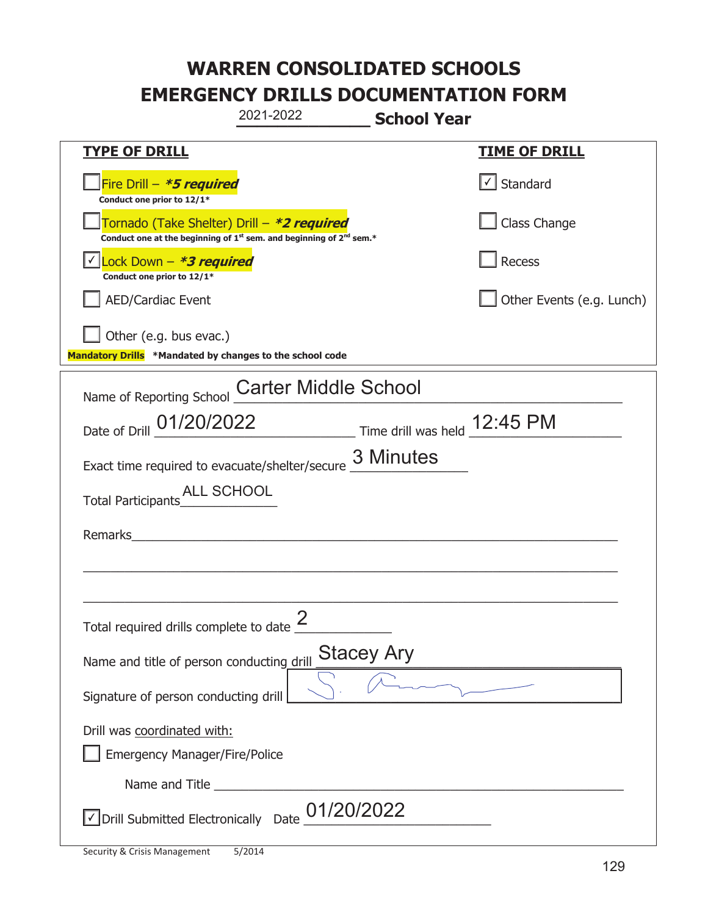# WARREN CONSOLIDATED SCHOOLS
# EMERGENCY DRILLS DOCUMENTATION FORM

2021-2022 **School Year**

| **TYPE OF DRILL** | **TIME OF DRILL** |
|---|---|
| ☐ Fire Drill – ***5 required*** Conduct one prior to 12/1* | ☑ Standard |
| ☐ Tornado (Take Shelter) Drill – ***2 required*** Conduct one at the beginning of 1st sem. and beginning of 2nd sem.* | ☐ Class Change |
| ☑ Lock Down – ***3 required*** Conduct one prior to 12/1* | ☐ Recess |
| ☐ AED/Cardiac Event | ☐ Other Events (e.g. Lunch) |
| ☐ Other (e.g. bus evac.) | |

**Mandatory Drills** ***Mandated by changes to the school code**

Name of Reporting School: Carter Middle School

Date of Drill: 01/20/2022   Time drill was held: 12:45 PM

Exact time required to evacuate/shelter/secure: 3 Minutes

Total Participants: ALL SCHOOL

Remarks: ______________________________

Total required drills complete to date: 2

Name and title of person conducting drill: Stacey Ary

Signature of person conducting drill: [signature]

Drill was coordinated with:

☐ Emergency Manager/Fire/Police

Name and Title ______________________________

☑ Drill Submitted Electronically   Date: 01/20/2022

Security & Crisis Management 5/2014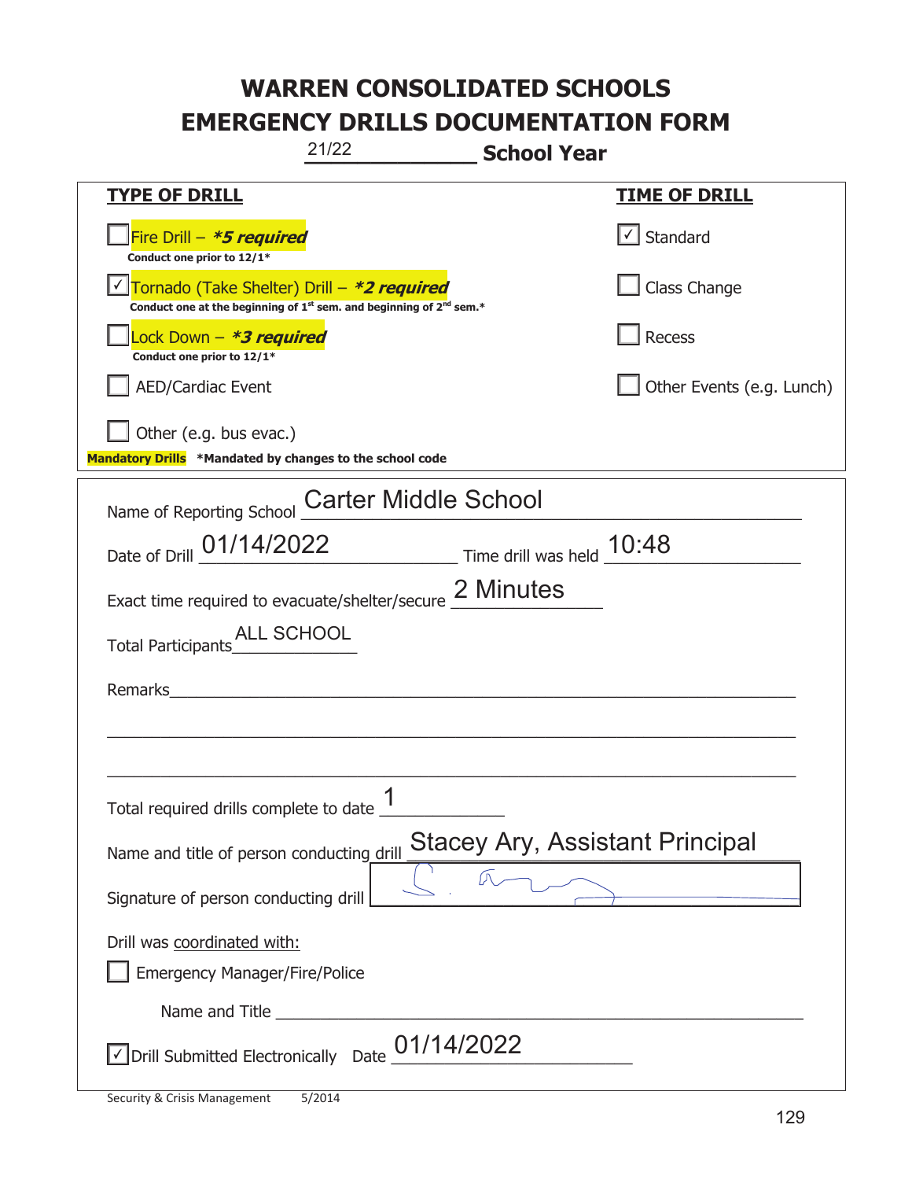# WARREN CONSOLIDATED SCHOOLS
# EMERGENCY DRILLS DOCUMENTATION FORM

21/22 **School Year**

| **TYPE OF DRILL** | **TIME OF DRILL** |
|---|---|
| ☐ Fire Drill – ***5 required*** <br> **Conduct one prior to 12/1*** | ☑ Standard |
| ☑ Tornado (Take Shelter) Drill – ***2 required*** <br> **Conduct one at the beginning of 1st sem. and beginning of 2nd sem.*** | ☐ Class Change |
| ☐ Lock Down – ***3 required*** <br> **Conduct one prior to 12/1*** | ☐ Recess |
| ☐ AED/Cardiac Event | ☐ Other Events (e.g. Lunch) |
| ☐ Other (e.g. bus evac.) | |

**Mandatory Drills** ***Mandated by changes to the school code**

Name of Reporting School: Carter Middle School

Date of Drill: 01/14/2022 Time drill was held: 10:48

Exact time required to evacuate/shelter/secure: 2 Minutes

Total Participants: ALL SCHOOL

Remarks: ______________________________

Total required drills complete to date: 1

Name and title of person conducting drill: Stacey Ary, Assistant Principal

Signature of person conducting drill: [signature]

Drill was coordinated with:

☐ Emergency Manager/Fire/Police

Name and Title ______________________________

☑ Drill Submitted Electronically Date: 01/14/2022

Security & Crisis Management 5/2014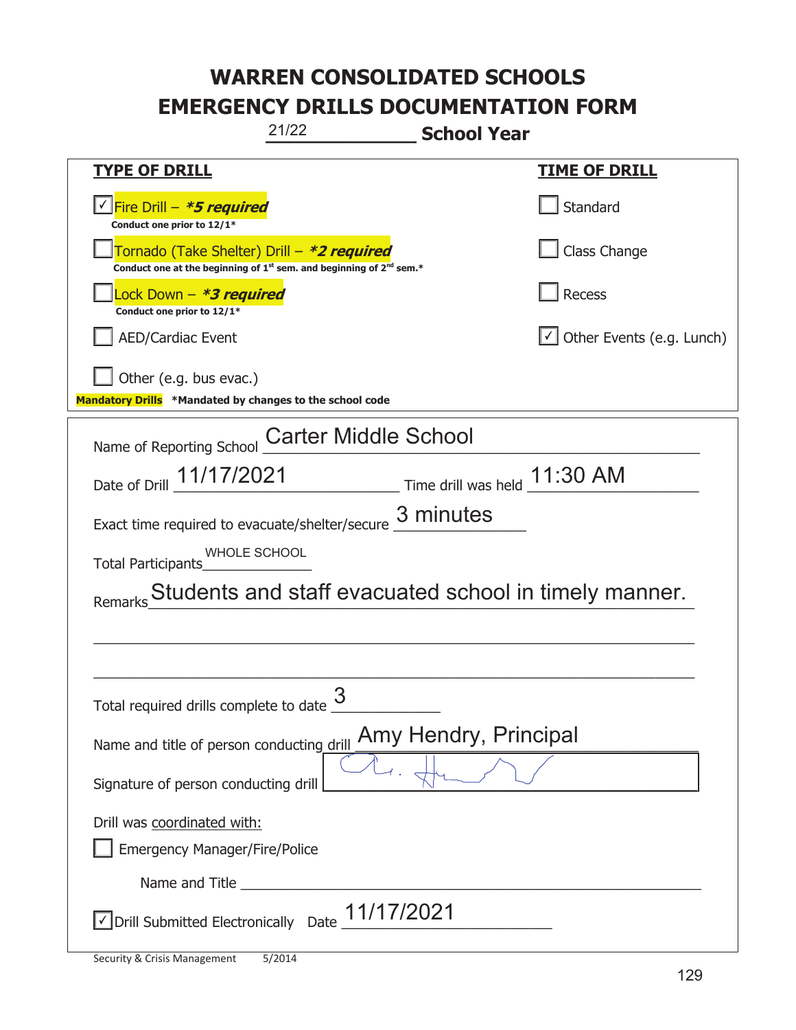# WARREN CONSOLIDATED SCHOOLS
# EMERGENCY DRILLS DOCUMENTATION FORM

21/22 **School Year**

| **TYPE OF DRILL** | **TIME OF DRILL** |
|---|---|
| ☑ Fire Drill – ***5 required***<br>**Conduct one prior to 12/1*** | ☐ Standard |
| ☐ Tornado (Take Shelter) Drill – ***2 required***<br>**Conduct one at the beginning of 1st sem. and beginning of 2nd sem.*** | ☐ Class Change |
| ☐ Lock Down – ***3 required***<br>**Conduct one prior to 12/1*** | ☐ Recess |
| ☐ AED/Cardiac Event | ☑ Other Events (e.g. Lunch) |
| ☐ Other (e.g. bus evac.) | |

**Mandatory Drills** ***Mandated by changes to the school code**

Name of Reporting School: Carter Middle School

Date of Drill: 11/17/2021 Time drill was held: 11:30 AM

Exact time required to evacuate/shelter/secure: 3 minutes

Total Participants: WHOLE SCHOOL

Remarks: Students and staff evacuated school in timely manner.

Total required drills complete to date: 3

Name and title of person conducting drill: Amy Hendry, Principal

Signature of person conducting drill: [signature]

Drill was coordinated with:

☐ Emergency Manager/Fire/Police

Name and Title ______________________

☑ Drill Submitted Electronically Date: 11/17/2021

Security & Crisis Management 5/2014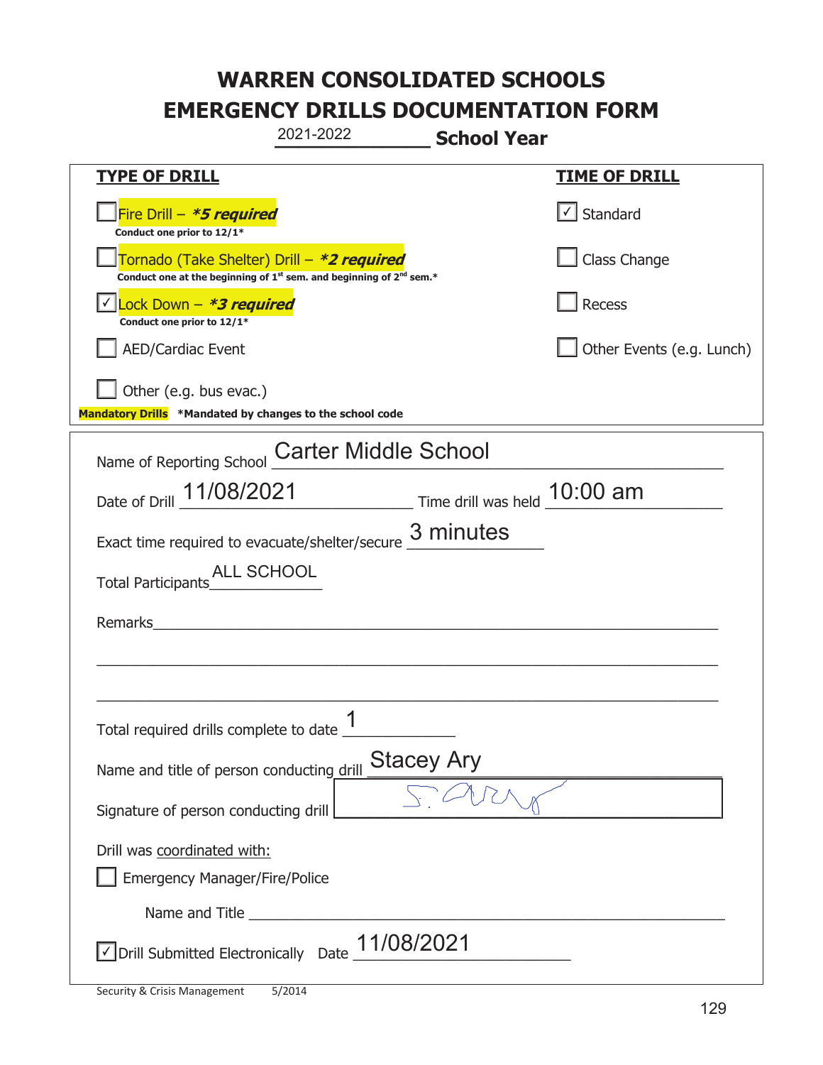# WARREN CONSOLIDATED SCHOOLS
# EMERGENCY DRILLS DOCUMENTATION FORM

2021-2022 **School Year**

| **TYPE OF DRILL** | **TIME OF DRILL** |
|---|---|
| ☐ Fire Drill – ***5 required**<br>**Conduct one prior to 12/1*** | ☑ Standard |
| ☐ Tornado (Take Shelter) Drill – ***2 required**<br>**Conduct one at the beginning of 1st sem. and beginning of 2nd sem.*** | ☐ Class Change |
| ☑ Lock Down – ***3 required**<br>**Conduct one prior to 12/1*** | ☐ Recess |
| ☐ AED/Cardiac Event | ☐ Other Events (e.g. Lunch) |
| ☐ Other (e.g. bus evac.) | |

**Mandatory Drills** ***Mandated by changes to the school code**

Name of Reporting School: Carter Middle School

Date of Drill: 11/08/2021 Time drill was held: 10:00 am

Exact time required to evacuate/shelter/secure: 3 minutes

Total Participants: ALL SCHOOL

Remarks: ______________________

Total required drills complete to date: 1

Name and title of person conducting drill: Stacey Ary

Signature of person conducting drill: S. Ary

Drill was coordinated with:

☐ Emergency Manager/Fire/Police

Name and Title: ______________________

☑ Drill Submitted Electronically Date: 11/08/2021

Security & Crisis Management 5/2014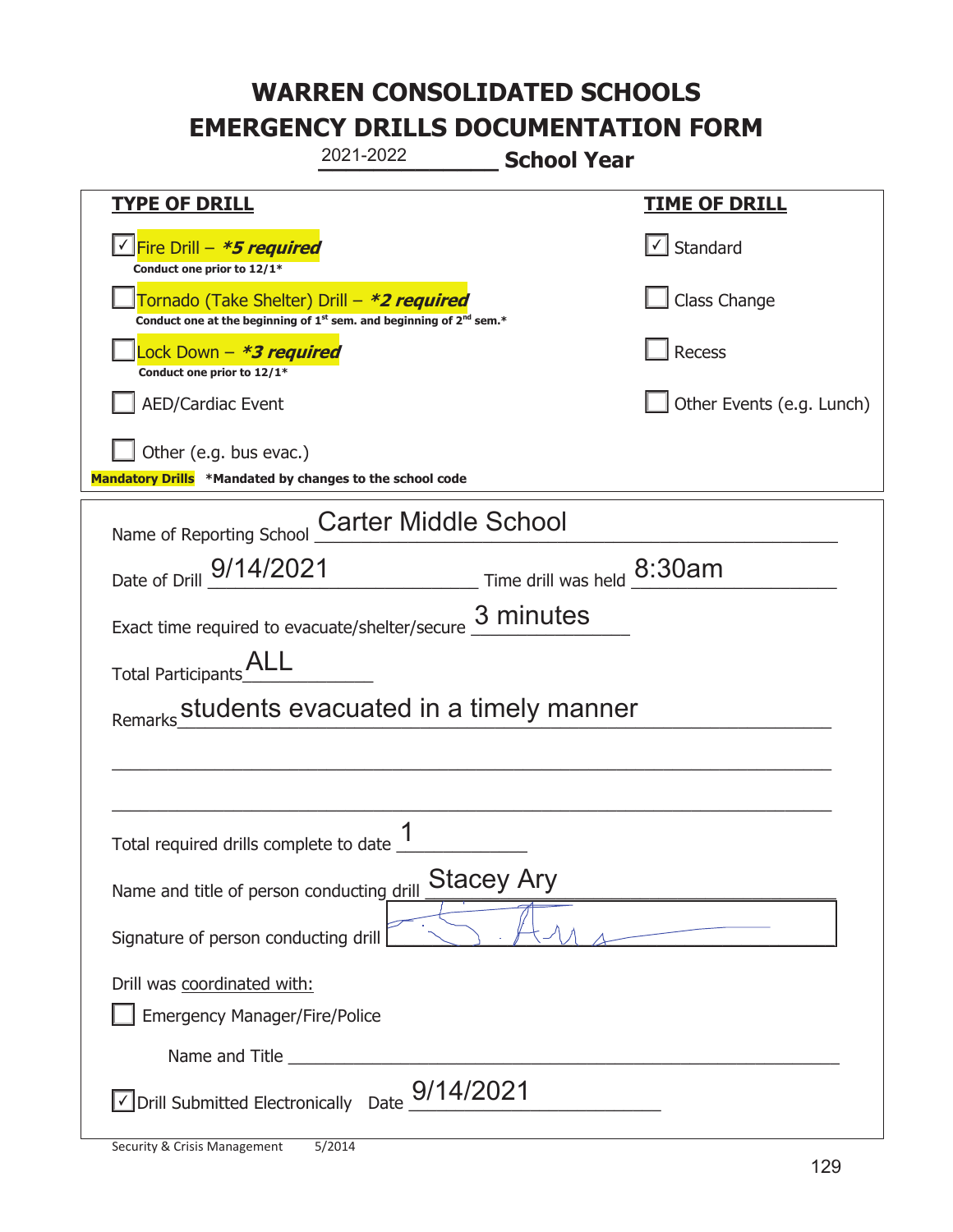# WARREN CONSOLIDATED SCHOOLS
# EMERGENCY DRILLS DOCUMENTATION FORM

2021-2022 **School Year**

| **TYPE OF DRILL** | **TIME OF DRILL** |
|---|---|
| ☑ Fire Drill – ***5 required*** <br> **Conduct one prior to 12/1*** | ☑ Standard |
| ☐ Tornado (Take Shelter) Drill – ***2 required*** <br> **Conduct one at the beginning of 1st sem. and beginning of 2nd sem.*** | ☐ Class Change |
| ☐ Lock Down – ***3 required*** <br> **Conduct one prior to 12/1*** | ☐ Recess |
| ☐ AED/Cardiac Event | ☐ Other Events (e.g. Lunch) |
| ☐ Other (e.g. bus evac.) | |

**Mandatory Drills** ***Mandated by changes to the school code**

Name of Reporting School: Carter Middle School

Date of Drill: 9/14/2021 Time drill was held: 8:30am

Exact time required to evacuate/shelter/secure: 3 minutes

Total Participants: ALL

Remarks: students evacuated in a timely manner

Total required drills complete to date: 1

Name and title of person conducting drill: Stacey Ary

Signature of person conducting drill: [signature]

Drill was coordinated with:

☐ Emergency Manager/Fire/Police

Name and Title: ______

☑ Drill Submitted Electronically Date: 9/14/2021

Security & Crisis Management 5/2014